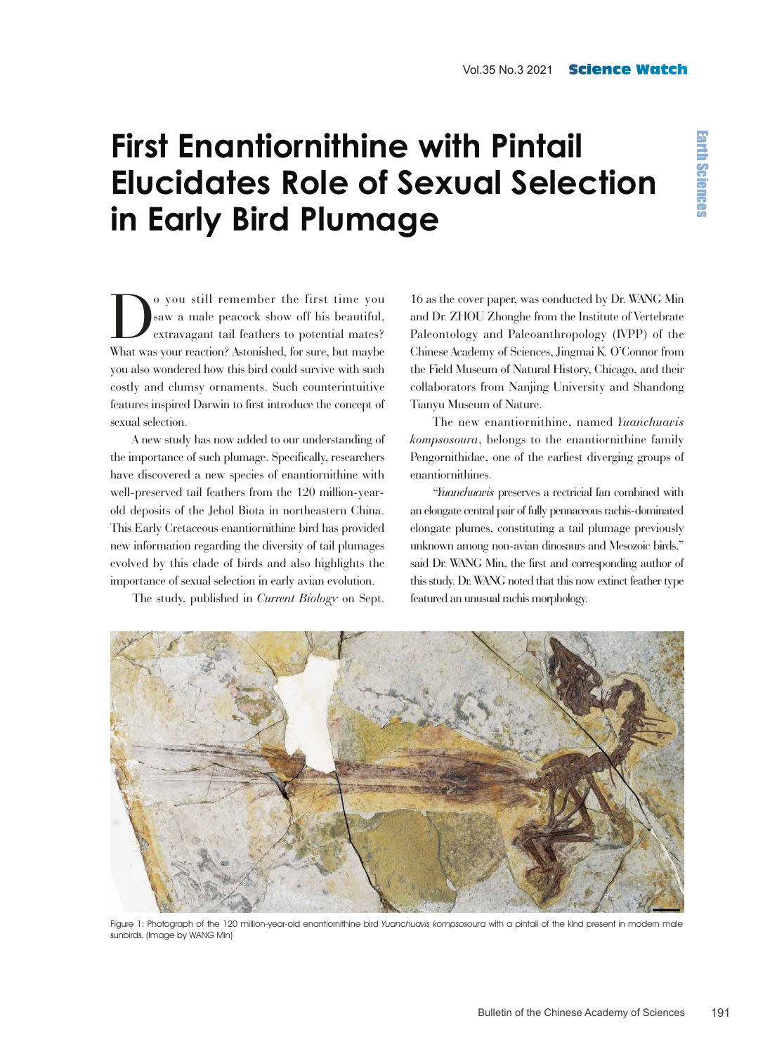# First Enantiornithine with Pintail Elucidates Role of Sexual Selection in Early Bird Plumage

Do you still remember the first time you saw a male peacock show off his beautiful, extravagant tail feathers to potential mates? What was your reaction? Astonished, for sure, but maybe you also wondered how this bird could survive with such costly and clumsy ornaments. Such counterintuitive features inspired Darwin to first introduce the concept of sexual selection.

A new study has now added to our understanding of the importance of such plumage. Specifically, researchers have discovered a new species of enantiornithine with well-preserved tail feathers from the 120 million-year-old deposits of the Jehol Biota in northeastern China. This Early Cretaceous enantiornithine bird has provided new information regarding the diversity of tail plumages evolved by this clade of birds and also highlights the importance of sexual selection in early avian evolution.

The study, published in *Current Biology* on Sept. 16 as the cover paper, was conducted by Dr. WANG Min and Dr. ZHOU Zhonghe from the Institute of Vertebrate Paleontology and Paleoanthropology (IVPP) of the Chinese Academy of Sciences, Jingmai K. O'Connor from the Field Museum of Natural History, Chicago, and their collaborators from Nanjing University and Shandong Tianyu Museum of Nature.

The new enantiornithine, named *Yuanchuavis kompsosoura*, belongs to the enantiornithine family Pengornithidae, one of the earliest diverging groups of enantiornithines.

"*Yuanchuavis* preserves a rectricial fan combined with an elongate central pair of fully pennaceous rachis-dominated elongate plumes, constituting a tail plumage previously unknown among non-avian dinosaurs and Mesozoic birds," said Dr. WANG Min, the first and corresponding author of this study. Dr. WANG noted that this now extinct feather type featured an unusual rachis morphology.

Figure 1: Photograph of the 120 million-year-old enantiornithine bird *Yuanchuavis kompsosoura* with a pintail of the kind present in modern male sunbirds. (Image by WANG Min)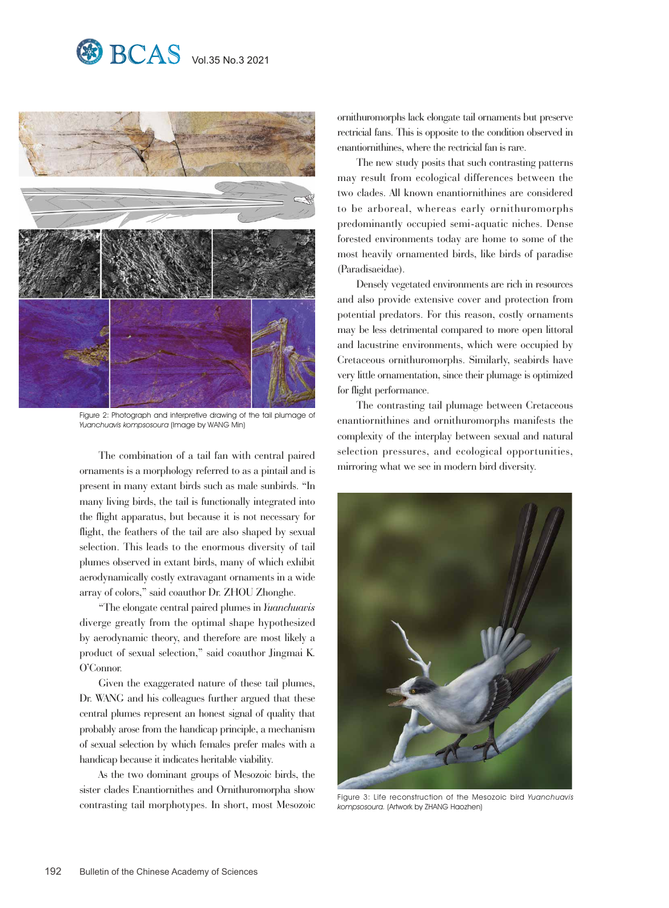Figure 2: Photograph and interpretive drawing of the tail plumage of *Yuanchuavis kompsosoura* (Image by WANG Min)

The combination of a tail fan with central paired ornaments is a morphology referred to as a pintail and is present in many extant birds such as male sunbirds. "In many living birds, the tail is functionally integrated into the flight apparatus, but because it is not necessary for flight, the feathers of the tail are also shaped by sexual selection. This leads to the enormous diversity of tail plumes observed in extant birds, many of which exhibit aerodynamically costly extravagant ornaments in a wide array of colors," said coauthor Dr. ZHOU Zhonghe.

"The elongate central paired plumes in *Yuanchuavis* diverge greatly from the optimal shape hypothesized by aerodynamic theory, and therefore are most likely a product of sexual selection," said coauthor Jingmai K. O'Connor.

Given the exaggerated nature of these tail plumes, Dr. WANG and his colleagues further argued that these central plumes represent an honest signal of quality that probably arose from the handicap principle, a mechanism of sexual selection by which females prefer males with a handicap because it indicates heritable viability.

As the two dominant groups of Mesozoic birds, the sister clades Enantiornithes and Ornithuromorpha show contrasting tail morphotypes. In short, most Mesozoic ornithuromorphs lack elongate tail ornaments but preserve rectricial fans. This is opposite to the condition observed in enantiornithines, where the rectricial fan is rare.

The new study posits that such contrasting patterns may result from ecological differences between the two clades. All known enantiornithines are considered to be arboreal, whereas early ornithuromorphs predominantly occupied semi-aquatic niches. Dense forested environments today are home to some of the most heavily ornamented birds, like birds of paradise (Paradisaeidae).

Densely vegetated environments are rich in resources and also provide extensive cover and protection from potential predators. For this reason, costly ornaments may be less detrimental compared to more open littoral and lacustrine environments, which were occupied by Cretaceous ornithuromorphs. Similarly, seabirds have very little ornamentation, since their plumage is optimized for flight performance.

The contrasting tail plumage between Cretaceous enantiornithines and ornithuromorphs manifests the complexity of the interplay between sexual and natural selection pressures, and ecological opportunities, mirroring what we see in modern bird diversity.

Figure 3: Life reconstruction of the Mesozoic bird *Yuanchuavis kompsosoura*. (Artwork by ZHANG Haozhen)